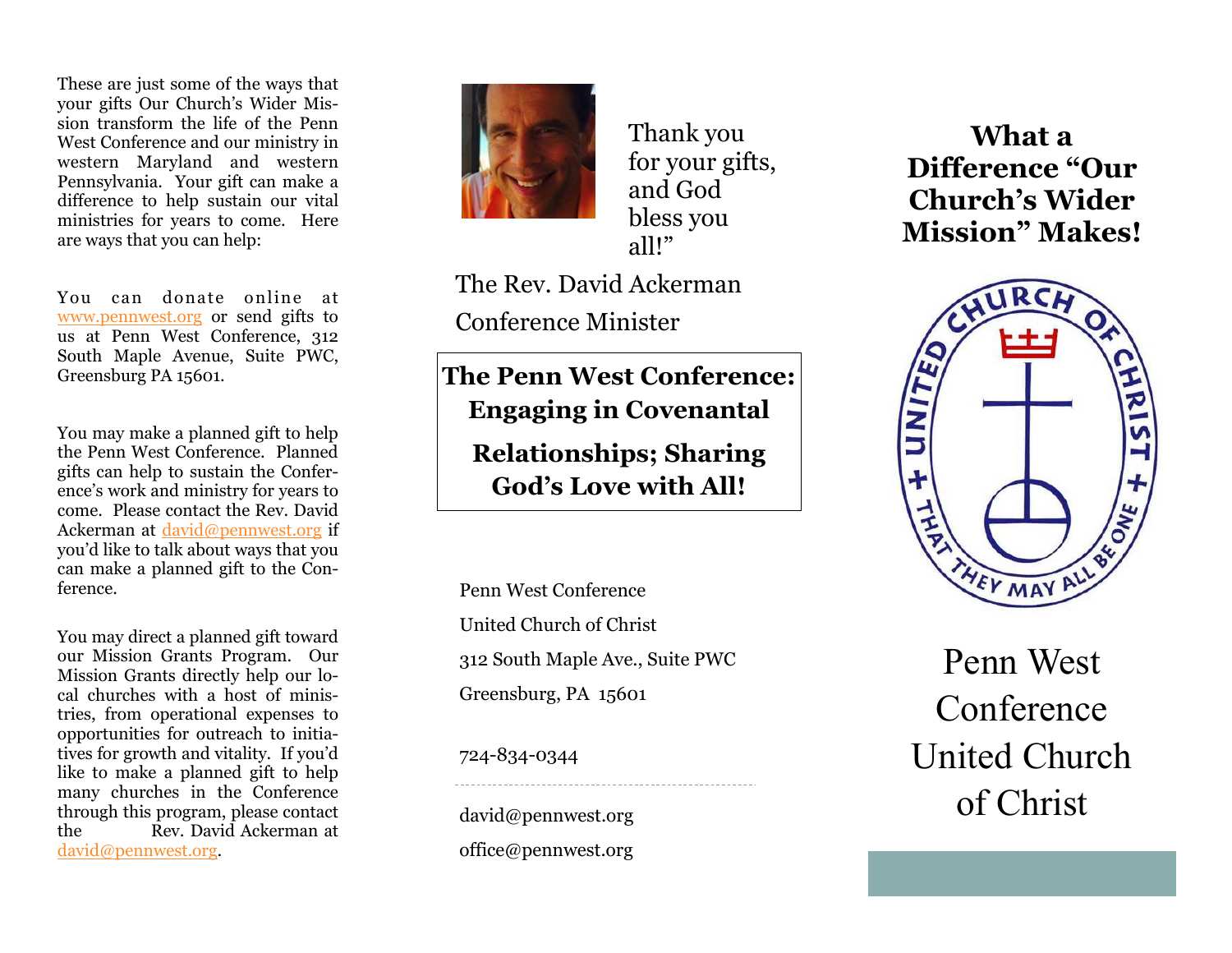These are just some of the ways that your gifts Our Church's Wider Mission transform the life of the Penn West Conference and our ministry in western Maryland and western Pennsylvania. Your gift can make a difference to help sustain our vital ministries for years to come. Here are ways that you can help:

You can donate online at www.pennwest.org or send gifts to us at Penn West Conference, 312 South Maple Avenue, Suite PWC, Greensburg PA 15601.

You may make a planned gift to help the Penn West Conference. Planned gifts can help to sustain the Conference's work and ministry for years to come. Please contact the Rev. David Ackerman at david@pennwest.org if you'd like to talk about ways that you can make a planned gift to the Conference.

You may direct a planned gift toward our Mission Grants Program. Our Mission Grants directly help our local churches with a host of ministries, from operational expenses to opportunities for outreach to initiatives for growth and vitality. If you'd like to make a planned gift to help many churches in the Conference through this program, please contact the Rev. David Ackerman at david@pennwest.org.

Thank you for your gifts, and God bless you all!"

The Rev. David Ackerman

Conference Minister

**The Penn West Conference: Engaging in Covenantal Relationships; Sharing God's Love with All!**

Penn West Conference

United Church of Christ

312 South Maple Ave., Suite PWC

Greensburg, PA 15601

724-834-0344

---

david@pennwest.org

office@pennwest.org

# What a Difference "Our Church's Wider Mission" Makes!

UNITED CHURCH OF CHRIST + THAT THEY MAY ALL BE ONE +

Penn West Conference United Church of Christ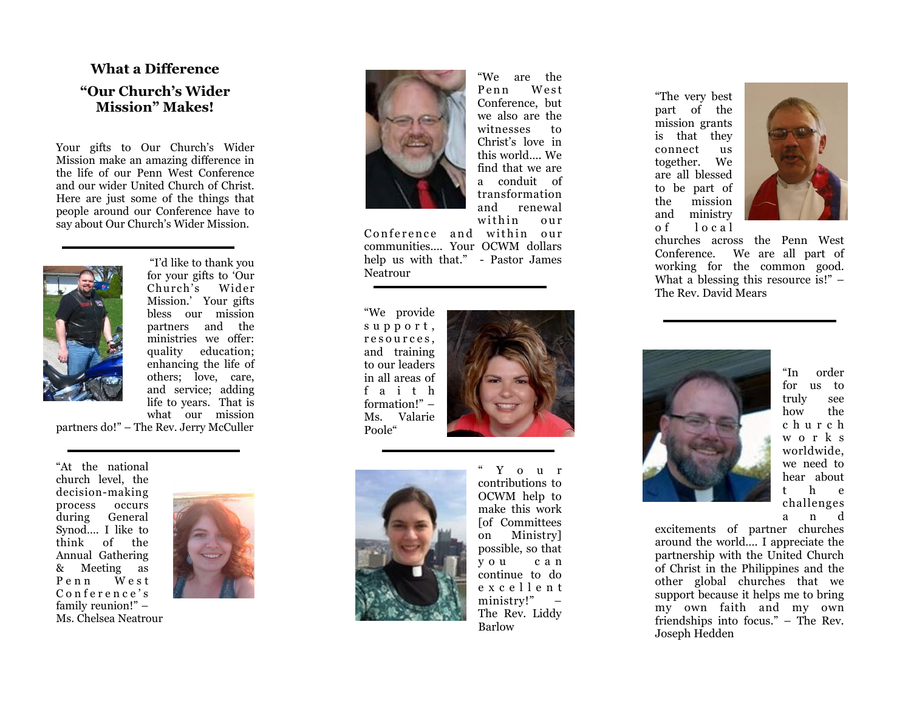# What a Difference "Our Church's Wider Mission" Makes!

Your gifts to Our Church's Wider Mission make an amazing difference in the life of our Penn West Conference and our wider United Church of Christ. Here are just some of the things that people around our Conference have to say about Our Church's Wider Mission.

"I'd like to thank you for your gifts to 'Our Church's Wider Mission.' Your gifts bless our mission partners and the ministries we offer: quality education; enhancing the life of others; love, care, and service; adding life to years. That is what our mission partners do!" – The Rev. Jerry McCuller

"At the national church level, the decision-making process occurs during General Synod.... I like to think of the Annual Gathering & Meeting as Penn West Conference's family reunion!" – Ms. Chelsea Neatrour

"We are the Penn West Conference, but we also are the witnesses to Christ's love in this world.... We find that we are a conduit of transformation and renewal within our Conference and within our communities.... Your OCWM dollars help us with that." - Pastor James Neatrour

"We provide support, resources, and training to our leaders in all areas of faith formation!" – Ms. Valarie Poole"

"Your contributions to OCWM help to make this work [of Committees on Ministry] possible, so that you can continue to do excellent ministry!" – The Rev. Liddy Barlow

"The very best part of the mission grants is that they connect us together. We are all blessed to be part of the mission and ministry of local churches across the Penn West Conference. We are all part of working for the common good. What a blessing this resource is!" – The Rev. David Mears

"In order for us to truly see how the church works worldwide, we need to hear about the challenges and excitements of partner churches around the world.... I appreciate the partnership with the United Church of Christ in the Philippines and the other global churches that we support because it helps me to bring my own faith and my own friendships into focus." – The Rev. Joseph Hedden